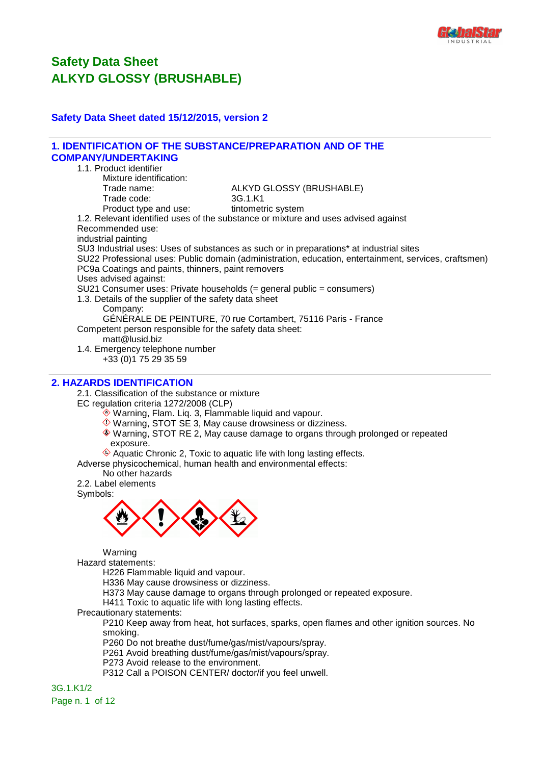# Safety Data Sheet
# ALKYD GLOSSY (BRUSHABLE)

**Safety Data Sheet dated 15/12/2015, version 2**

## 1. IDENTIFICATION OF THE SUBSTANCE/PREPARATION AND OF THE COMPANY/UNDERTAKING

1.1. Product identifier

Mixture identification:

Trade name: ALKYD GLOSSY (BRUSHABLE)

Trade code: 3G.1.K1

Product type and use: tintometric system

1.2. Relevant identified uses of the substance or mixture and uses advised against

Recommended use:

industrial painting

SU3 Industrial uses: Uses of substances as such or in preparations* at industrial sites

SU22 Professional uses: Public domain (administration, education, entertainment, services, craftsmen)

PC9a Coatings and paints, thinners, paint removers

Uses advised against:

SU21 Consumer uses: Private households (= general public = consumers)

1.3. Details of the supplier of the safety data sheet

Company:

GÉNÉRALE DE PEINTURE, 70 rue Cortambert, 75116 Paris - France

Competent person responsible for the safety data sheet:

matt@lusid.biz

1.4. Emergency telephone number

+33 (0)1 75 29 35 59

## 2. HAZARDS IDENTIFICATION

2.1. Classification of the substance or mixture

EC regulation criteria 1272/2008 (CLP)

- Warning, Flam. Liq. 3, Flammable liquid and vapour.
- Warning, STOT SE 3, May cause drowsiness or dizziness.
- Warning, STOT RE 2, May cause damage to organs through prolonged or repeated exposure.
- Aquatic Chronic 2, Toxic to aquatic life with long lasting effects.

Adverse physicochemical, human health and environmental effects:

No other hazards

2.2. Label elements

Symbols:

Warning

Hazard statements:

H226 Flammable liquid and vapour.

H336 May cause drowsiness or dizziness.

H373 May cause damage to organs through prolonged or repeated exposure.

H411 Toxic to aquatic life with long lasting effects.

Precautionary statements:

P210 Keep away from heat, hot surfaces, sparks, open flames and other ignition sources. No smoking.

P260 Do not breathe dust/fume/gas/mist/vapours/spray.

P261 Avoid breathing dust/fume/gas/mist/vapours/spray.

P273 Avoid release to the environment.

P312 Call a POISON CENTER/ doctor/if you feel unwell.

3G.1.K1/2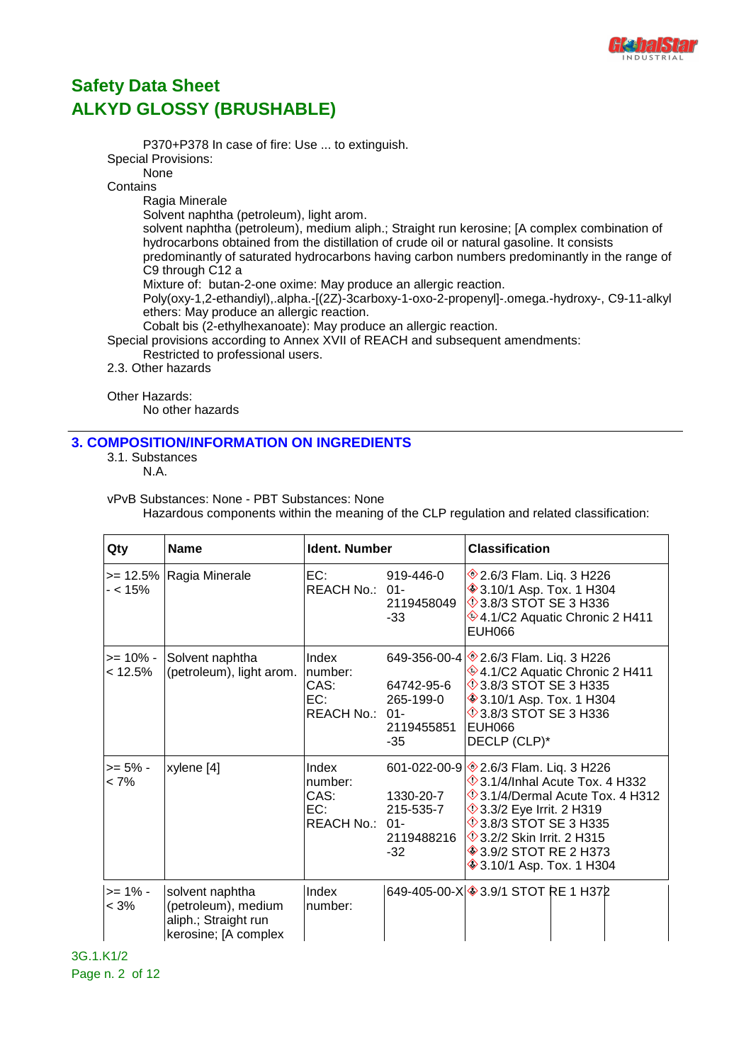P370+P378 In case of fire: Use ... to extinguish.

Special Provisions:

None

Contains

Ragia Minerale

Solvent naphtha (petroleum), light arom.

solvent naphtha (petroleum), medium aliph.; Straight run kerosine; [A complex combination of hydrocarbons obtained from the distillation of crude oil or natural gasoline. It consists predominantly of saturated hydrocarbons having carbon numbers predominantly in the range of C9 through C12 a

Mixture of: butan-2-one oxime: May produce an allergic reaction.

Poly(oxy-1,2-ethandiyl),.alpha.-[(2Z)-3carboxy-1-oxo-2-propenyl]-.omega.-hydroxy-, C9-11-alkyl ethers: May produce an allergic reaction.

Cobalt bis (2-ethylhexanoate): May produce an allergic reaction.

Special provisions according to Annex XVII of REACH and subsequent amendments:

Restricted to professional users.

2.3. Other hazards

Other Hazards:

No other hazards

## 3. COMPOSITION/INFORMATION ON INGREDIENTS

3.1. Substances

N.A.

vPvB Substances: None - PBT Substances: None

Hazardous components within the meaning of the CLP regulation and related classification:

| Qty | Name | Ident. Number | | Classification |
|---|---|---|---|---|
| >= 12.5% - < 15% | Ragia Minerale | EC:<br>REACH No.: | 919-446-0<br>01-2119458049-33 | 2.6/3 Flam. Liq. 3 H226<br>3.10/1 Asp. Tox. 1 H304<br>3.8/3 STOT SE 3 H336<br>4.1/C2 Aquatic Chronic 2 H411<br>EUH066 |
| >= 10% - < 12.5% | Solvent naphtha (petroleum), light arom. | Index number:<br>CAS:<br>EC:<br>REACH No.: | 649-356-00-4<br>64742-95-6<br>265-199-0<br>01-2119455851-35 | 2.6/3 Flam. Liq. 3 H226<br>4.1/C2 Aquatic Chronic 2 H411<br>3.8/3 STOT SE 3 H335<br>3.10/1 Asp. Tox. 1 H304<br>3.8/3 STOT SE 3 H336<br>EUH066<br>DECLP (CLP)* |
| >= 5% - < 7% | xylene [4] | Index number:<br>CAS:<br>EC:<br>REACH No.: | 601-022-00-9<br>1330-20-7<br>215-535-7<br>01-2119488216-32 | 2.6/3 Flam. Liq. 3 H226<br>3.1/4/Inhal Acute Tox. 4 H332<br>3.1/4/Dermal Acute Tox. 4 H312<br>3.3/2 Eye Irrit. 2 H319<br>3.8/3 STOT SE 3 H335<br>3.2/2 Skin Irrit. 2 H315<br>3.9/2 STOT RE 2 H373<br>3.10/1 Asp. Tox. 1 H304 |
| >= 1% - < 3% | solvent naphtha (petroleum), medium aliph.; Straight run kerosine; [A complex | Index number: | 649-405-00-X | 3.9/1 STOT RE 1 H372 |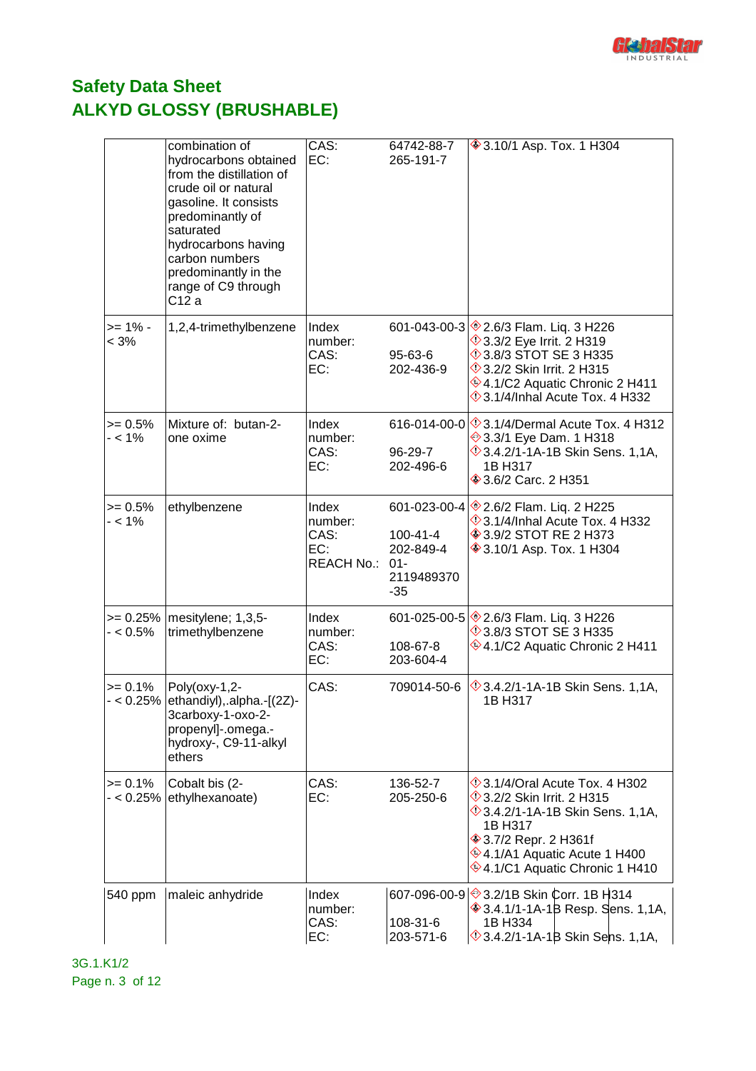# Safety Data Sheet
# ALKYD GLOSSY (BRUSHABLE)

| | | | | |
|---|---|---|---|---|
| | combination of hydrocarbons obtained from the distillation of crude oil or natural gasoline. It consists predominantly of saturated hydrocarbons having carbon numbers predominantly in the range of C9 through C12 a | CAS:<br>EC: | 64742-88-7<br>265-191-7 | 3.10/1 Asp. Tox. 1 H304 |
| >= 1% - < 3% | 1,2,4-trimethylbenzene | Index number:<br>CAS:<br>EC: | 601-043-00-3<br>95-63-6<br>202-436-9 | 2.6/3 Flam. Liq. 3 H226<br>3.3/2 Eye Irrit. 2 H319<br>3.8/3 STOT SE 3 H335<br>3.2/2 Skin Irrit. 2 H315<br>4.1/C2 Aquatic Chronic 2 H411<br>3.1/4/Inhal Acute Tox. 4 H332 |
| >= 0.5% - < 1% | Mixture of: butan-2-one oxime | Index number:<br>CAS:<br>EC: | 616-014-00-0<br>96-29-7<br>202-496-6 | 3.1/4/Dermal Acute Tox. 4 H312<br>3.3/1 Eye Dam. 1 H318<br>3.4.2/1-1A-1B Skin Sens. 1,1A, 1B H317<br>3.6/2 Carc. 2 H351 |
| >= 0.5% - < 1% | ethylbenzene | Index number:<br>CAS:<br>EC:<br>REACH No.: | 601-023-00-4<br>100-41-4<br>202-849-4<br>01-2119489370-35 | 2.6/2 Flam. Liq. 2 H225<br>3.1/4/Inhal Acute Tox. 4 H332<br>3.9/2 STOT RE 2 H373<br>3.10/1 Asp. Tox. 1 H304 |
| >= 0.25% - < 0.5% | mesitylene; 1,3,5-trimethylbenzene | Index number:<br>CAS:<br>EC: | 601-025-00-5<br>108-67-8<br>203-604-4 | 2.6/3 Flam. Liq. 3 H226<br>3.8/3 STOT SE 3 H335<br>4.1/C2 Aquatic Chronic 2 H411 |
| >= 0.1% - < 0.25% | Poly(oxy-1,2-ethandiyl),.alpha.-[(2Z)-3carboxy-1-oxo-2-propenyl]-.omega.-hydroxy-, C9-11-alkyl ethers | CAS: | 709014-50-6 | 3.4.2/1-1A-1B Skin Sens. 1,1A, 1B H317 |
| >= 0.1% - < 0.25% | Cobalt bis (2-ethylhexanoate) | CAS:<br>EC: | 136-52-7<br>205-250-6 | 3.1/4/Oral Acute Tox. 4 H302<br>3.2/2 Skin Irrit. 2 H315<br>3.4.2/1-1A-1B Skin Sens. 1,1A, 1B H317<br>3.7/2 Repr. 2 H361f<br>4.1/A1 Aquatic Acute 1 H400<br>4.1/C1 Aquatic Chronic 1 H410 |
| 540 ppm | maleic anhydride | Index number:<br>CAS:<br>EC: | 607-096-00-9<br>108-31-6<br>203-571-6 | 3.2/1B Skin Corr. 1B H314<br>3.4.1/1-1A-1B Resp. Sens. 1,1A, 1B H334<br>3.4.2/1-1A-1B Skin Sens. 1,1A, |

3G.1.K1/2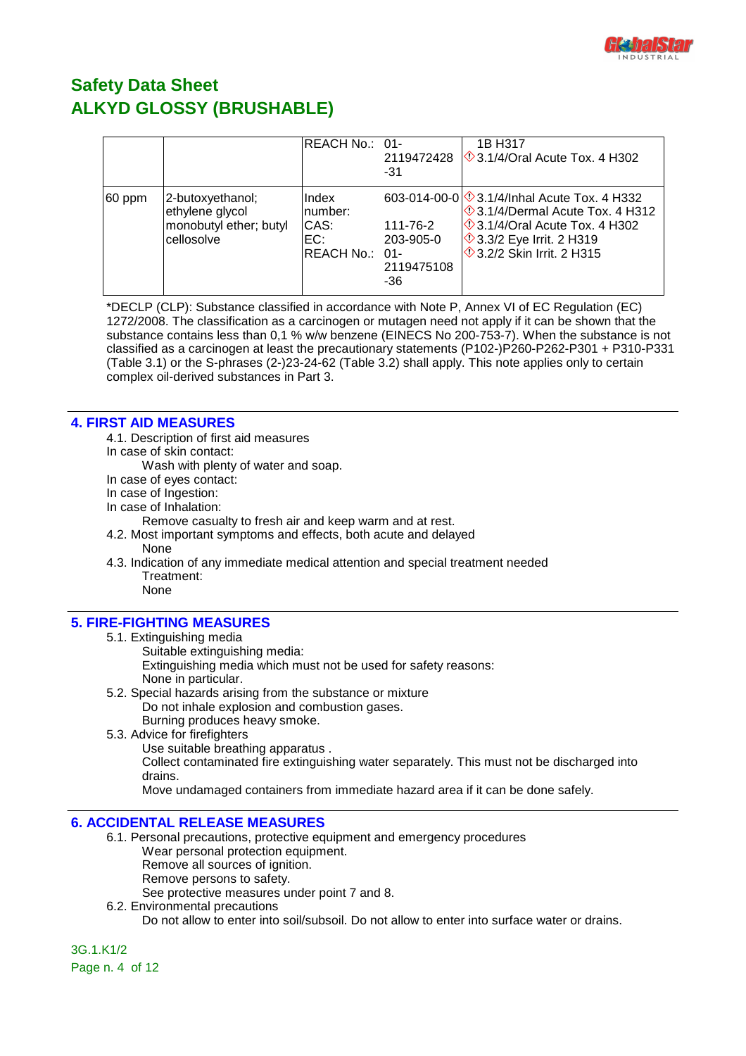| | | | | |
|---|---|---|---|---|
| | | REACH No.: | 01-2119472428-31 | 1B H317<br>⚠3.1/4/Oral Acute Tox. 4 H302 |
| 60 ppm | 2-butoxyethanol; ethylene glycol monobutyl ether; butyl cellosolve | Index number:<br>CAS:<br>EC:<br>REACH No.: | 603-014-00-0<br>111-76-2<br>203-905-0<br>01-2119475108-36 | ⚠3.1/4/Inhal Acute Tox. 4 H332<br>⚠3.1/4/Dermal Acute Tox. 4 H312<br>⚠3.1/4/Oral Acute Tox. 4 H302<br>⚠3.3/2 Eye Irrit. 2 H319<br>⚠3.2/2 Skin Irrit. 2 H315 |

*DECLP (CLP): Substance classified in accordance with Note P, Annex VI of EC Regulation (EC) 1272/2008. The classification as a carcinogen or mutagen need not apply if it can be shown that the substance contains less than 0,1 % w/w benzene (EINECS No 200-753-7). When the substance is not classified as a carcinogen at least the precautionary statements (P102-)P260-P262-P301 + P310-P331 (Table 3.1) or the S-phrases (2-)23-24-62 (Table 3.2) shall apply. This note applies only to certain complex oil-derived substances in Part 3.

## 4. FIRST AID MEASURES

4.1. Description of first aid measures

In case of skin contact:

Wash with plenty of water and soap.

In case of eyes contact:

In case of Ingestion:

In case of Inhalation:

Remove casualty to fresh air and keep warm and at rest.

4.2. Most important symptoms and effects, both acute and delayed

None

4.3. Indication of any immediate medical attention and special treatment needed

Treatment:

None

## 5. FIRE-FIGHTING MEASURES

5.1. Extinguishing media

Suitable extinguishing media:

Extinguishing media which must not be used for safety reasons:

None in particular.

5.2. Special hazards arising from the substance or mixture

Do not inhale explosion and combustion gases.

Burning produces heavy smoke.

5.3. Advice for firefighters

Use suitable breathing apparatus .

Collect contaminated fire extinguishing water separately. This must not be discharged into drains.

Move undamaged containers from immediate hazard area if it can be done safely.

## 6. ACCIDENTAL RELEASE MEASURES

6.1. Personal precautions, protective equipment and emergency procedures

Wear personal protection equipment.

Remove all sources of ignition.

Remove persons to safety.

See protective measures under point 7 and 8.

6.2. Environmental precautions

Do not allow to enter into soil/subsoil. Do not allow to enter into surface water or drains.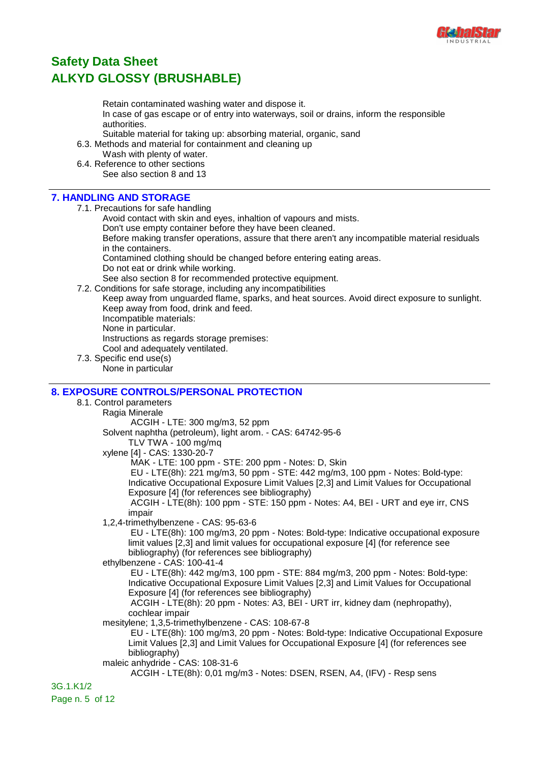Retain contaminated washing water and dispose it.
In case of gas escape or of entry into waterways, soil or drains, inform the responsible authorities.
Suitable material for taking up: absorbing material, organic, sand

6.3. Methods and material for containment and cleaning up
Wash with plenty of water.

6.4. Reference to other sections
See also section 8 and 13

## 7. HANDLING AND STORAGE

7.1. Precautions for safe handling
Avoid contact with skin and eyes, inhaltion of vapours and mists.
Don't use empty container before they have been cleaned.
Before making transfer operations, assure that there aren't any incompatible material residuals in the containers.
Contamined clothing should be changed before entering eating areas.
Do not eat or drink while working.
See also section 8 for recommended protective equipment.

7.2. Conditions for safe storage, including any incompatibilities
Keep away from unguarded flame, sparks, and heat sources. Avoid direct exposure to sunlight.
Keep away from food, drink and feed.
Incompatible materials:
None in particular.
Instructions as regards storage premises:
Cool and adequately ventilated.

7.3. Specific end use(s)
None in particular

## 8. EXPOSURE CONTROLS/PERSONAL PROTECTION

8.1. Control parameters

Ragia Minerale
ACGIH - LTE: 300 mg/m3, 52 ppm

Solvent naphtha (petroleum), light arom. - CAS: 64742-95-6
TLV TWA - 100 mg/mq

xylene [4] - CAS: 1330-20-7
MAK - LTE: 100 ppm - STE: 200 ppm - Notes: D, Skin
EU - LTE(8h): 221 mg/m3, 50 ppm - STE: 442 mg/m3, 100 ppm - Notes: Bold-type: Indicative Occupational Exposure Limit Values [2,3] and Limit Values for Occupational Exposure [4] (for references see bibliography)
ACGIH - LTE(8h): 100 ppm - STE: 150 ppm - Notes: A4, BEI - URT and eye irr, CNS impair

1,2,4-trimethylbenzene - CAS: 95-63-6
EU - LTE(8h): 100 mg/m3, 20 ppm - Notes: Bold-type: Indicative occupational exposure limit values [2,3] and limit values for occupational exposure [4] (for reference see bibliography) (for references see bibliography)

ethylbenzene - CAS: 100-41-4
EU - LTE(8h): 442 mg/m3, 100 ppm - STE: 884 mg/m3, 200 ppm - Notes: Bold-type: Indicative Occupational Exposure Limit Values [2,3] and Limit Values for Occupational Exposure [4] (for references see bibliography)
ACGIH - LTE(8h): 20 ppm - Notes: A3, BEI - URT irr, kidney dam (nephropathy), cochlear impair

mesitylene; 1,3,5-trimethylbenzene - CAS: 108-67-8
EU - LTE(8h): 100 mg/m3, 20 ppm - Notes: Bold-type: Indicative Occupational Exposure Limit Values [2,3] and Limit Values for Occupational Exposure [4] (for references see bibliography)

maleic anhydride - CAS: 108-31-6
ACGIH - LTE(8h): 0,01 mg/m3 - Notes: DSEN, RSEN, A4, (IFV) - Resp sens

3G.1.K1/2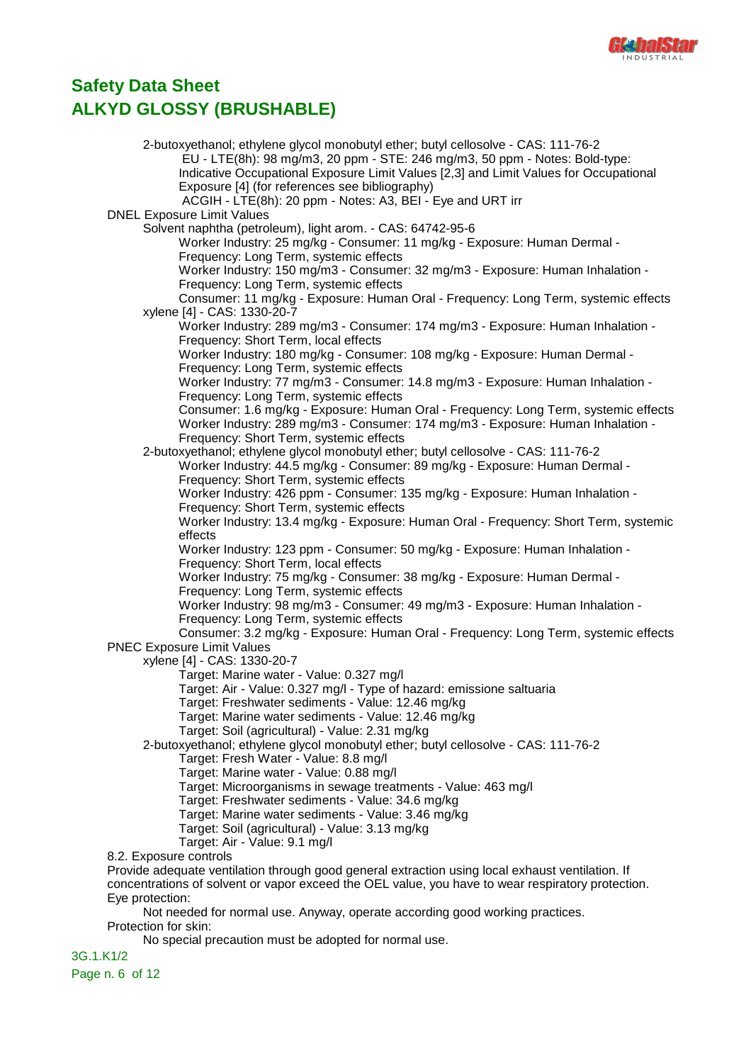2-butoxyethanol; ethylene glycol monobutyl ether; butyl cellosolve - CAS: 111-76-2
- EU - LTE(8h): 98 mg/m3, 20 ppm - STE: 246 mg/m3, 50 ppm - Notes: Bold-type: Indicative Occupational Exposure Limit Values [2,3] and Limit Values for Occupational Exposure [4] (for references see bibliography)
- ACGIH - LTE(8h): 20 ppm - Notes: A3, BEI - Eye and URT irr

DNEL Exposure Limit Values

Solvent naphtha (petroleum), light arom. - CAS: 64742-95-6
- Worker Industry: 25 mg/kg - Consumer: 11 mg/kg - Exposure: Human Dermal - Frequency: Long Term, systemic effects
- Worker Industry: 150 mg/m3 - Consumer: 32 mg/m3 - Exposure: Human Inhalation - Frequency: Long Term, systemic effects
- Consumer: 11 mg/kg - Exposure: Human Oral - Frequency: Long Term, systemic effects

xylene [4] - CAS: 1330-20-7
- Worker Industry: 289 mg/m3 - Consumer: 174 mg/m3 - Exposure: Human Inhalation - Frequency: Short Term, local effects
- Worker Industry: 180 mg/kg - Consumer: 108 mg/kg - Exposure: Human Dermal - Frequency: Long Term, systemic effects
- Worker Industry: 77 mg/m3 - Consumer: 14.8 mg/m3 - Exposure: Human Inhalation - Frequency: Long Term, systemic effects
- Consumer: 1.6 mg/kg - Exposure: Human Oral - Frequency: Long Term, systemic effects
- Worker Industry: 289 mg/m3 - Consumer: 174 mg/m3 - Exposure: Human Inhalation - Frequency: Short Term, systemic effects

2-butoxyethanol; ethylene glycol monobutyl ether; butyl cellosolve - CAS: 111-76-2
- Worker Industry: 44.5 mg/kg - Consumer: 89 mg/kg - Exposure: Human Dermal - Frequency: Short Term, systemic effects
- Worker Industry: 426 ppm - Consumer: 135 mg/kg - Exposure: Human Inhalation - Frequency: Short Term, systemic effects
- Worker Industry: 13.4 mg/kg - Exposure: Human Oral - Frequency: Short Term, systemic effects
- Worker Industry: 123 ppm - Consumer: 50 mg/kg - Exposure: Human Inhalation - Frequency: Short Term, local effects
- Worker Industry: 75 mg/kg - Consumer: 38 mg/kg - Exposure: Human Dermal - Frequency: Long Term, systemic effects
- Worker Industry: 98 mg/m3 - Consumer: 49 mg/m3 - Exposure: Human Inhalation - Frequency: Long Term, systemic effects
- Consumer: 3.2 mg/kg - Exposure: Human Oral - Frequency: Long Term, systemic effects

PNEC Exposure Limit Values

xylene [4] - CAS: 1330-20-7
- Target: Marine water - Value: 0.327 mg/l
- Target: Air - Value: 0.327 mg/l - Type of hazard: emissione saltuaria
- Target: Freshwater sediments - Value: 12.46 mg/kg
- Target: Marine water sediments - Value: 12.46 mg/kg
- Target: Soil (agricultural) - Value: 2.31 mg/kg

2-butoxyethanol; ethylene glycol monobutyl ether; butyl cellosolve - CAS: 111-76-2
- Target: Fresh Water - Value: 8.8 mg/l
- Target: Marine water - Value: 0.88 mg/l
- Target: Microorganisms in sewage treatments - Value: 463 mg/l
- Target: Freshwater sediments - Value: 34.6 mg/kg
- Target: Marine water sediments - Value: 3.46 mg/kg
- Target: Soil (agricultural) - Value: 3.13 mg/kg
- Target: Air - Value: 9.1 mg/l

8.2. Exposure controls

Provide adequate ventilation through good general extraction using local exhaust ventilation. If concentrations of solvent or vapor exceed the OEL value, you have to wear respiratory protection.

Eye protection:

Not needed for normal use. Anyway, operate according good working practices.

Protection for skin:

No special precaution must be adopted for normal use.

3G.1.K1/2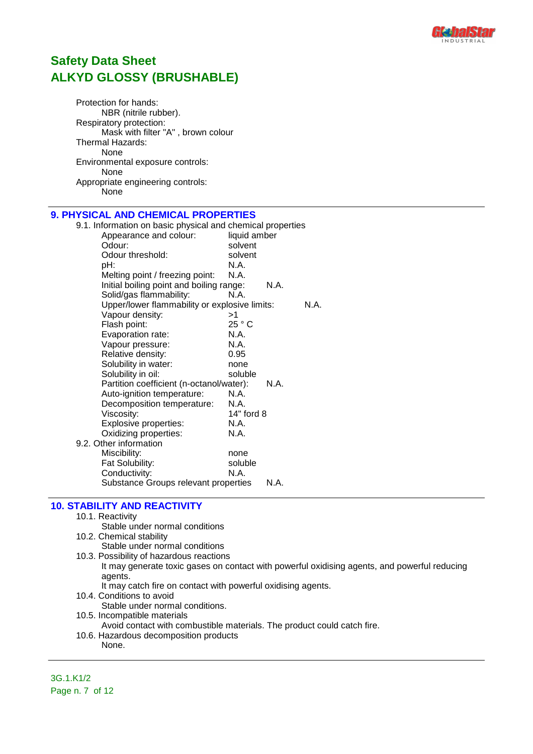Protection for hands:

NBR (nitrile rubber).

Respiratory protection:

Mask with filter "A" , brown colour

Thermal Hazards:

None

Environmental exposure controls:

None

Appropriate engineering controls:

None

## 9. PHYSICAL AND CHEMICAL PROPERTIES

9.1. Information on basic physical and chemical properties

| Property | Value |
|---|---|
| Appearance and colour: | liquid amber |
| Odour: | solvent |
| Odour threshold: | solvent |
| pH: | N.A. |
| Melting point / freezing point: | N.A. |
| Initial boiling point and boiling range: | N.A. |
| Solid/gas flammability: | N.A. |
| Upper/lower flammability or explosive limits: | N.A. |
| Vapour density: | >1 |
| Flash point: | 25 ° C |
| Evaporation rate: | N.A. |
| Vapour pressure: | N.A. |
| Relative density: | 0.95 |
| Solubility in water: | none |
| Solubility in oil: | soluble |
| Partition coefficient (n-octanol/water): | N.A. |
| Auto-ignition temperature: | N.A. |
| Decomposition temperature: | N.A. |
| Viscosity: | 14" ford 8 |
| Explosive properties: | N.A. |
| Oxidizing properties: | N.A. |

9.2. Other information

| Property | Value |
|---|---|
| Miscibility: | none |
| Fat Solubility: | soluble |
| Conductivity: | N.A. |
| Substance Groups relevant properties | N.A. |

## 10. STABILITY AND REACTIVITY

10.1. Reactivity

Stable under normal conditions

10.2. Chemical stability

Stable under normal conditions

10.3. Possibility of hazardous reactions

It may generate toxic gases on contact with powerful oxidising agents, and powerful reducing agents.

It may catch fire on contact with powerful oxidising agents.

10.4. Conditions to avoid

Stable under normal conditions.

10.5. Incompatible materials

Avoid contact with combustible materials. The product could catch fire.

10.6. Hazardous decomposition products

None.

3G.1.K1/2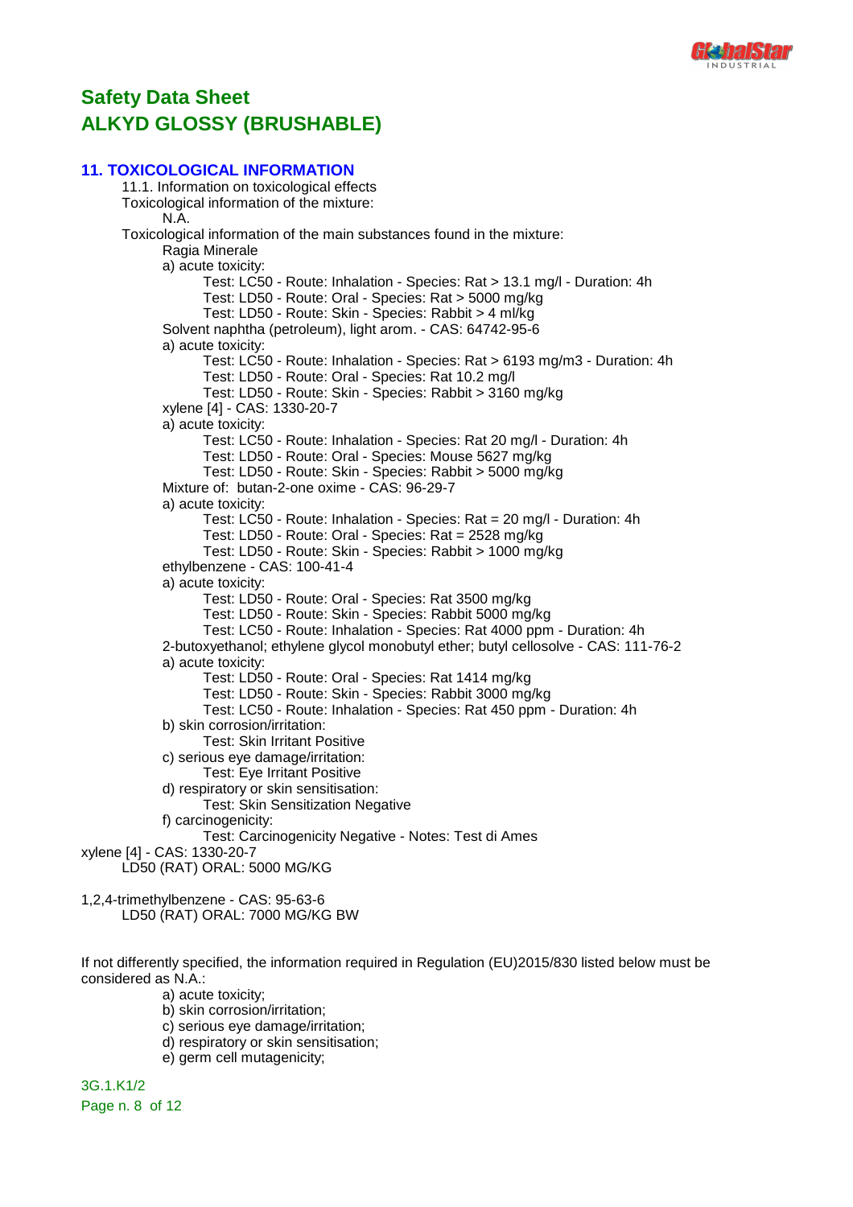# Safety Data Sheet
# ALKYD GLOSSY (BRUSHABLE)

## 11. TOXICOLOGICAL INFORMATION

11.1. Information on toxicological effects

Toxicological information of the mixture:

N.A.

Toxicological information of the main substances found in the mixture:

Ragia Minerale

a) acute toxicity:

Test: LC50 - Route: Inhalation - Species: Rat > 13.1 mg/l - Duration: 4h
Test: LD50 - Route: Oral - Species: Rat > 5000 mg/kg
Test: LD50 - Route: Skin - Species: Rabbit > 4 ml/kg

Solvent naphtha (petroleum), light arom. - CAS: 64742-95-6

a) acute toxicity:

Test: LC50 - Route: Inhalation - Species: Rat > 6193 mg/m3 - Duration: 4h
Test: LD50 - Route: Oral - Species: Rat 10.2 mg/l
Test: LD50 - Route: Skin - Species: Rabbit > 3160 mg/kg

xylene [4] - CAS: 1330-20-7

a) acute toxicity:

Test: LC50 - Route: Inhalation - Species: Rat 20 mg/l - Duration: 4h
Test: LD50 - Route: Oral - Species: Mouse 5627 mg/kg
Test: LD50 - Route: Skin - Species: Rabbit > 5000 mg/kg

Mixture of: butan-2-one oxime - CAS: 96-29-7

a) acute toxicity:

Test: LC50 - Route: Inhalation - Species: Rat = 20 mg/l - Duration: 4h
Test: LD50 - Route: Oral - Species: Rat = 2528 mg/kg
Test: LD50 - Route: Skin - Species: Rabbit > 1000 mg/kg

ethylbenzene - CAS: 100-41-4

a) acute toxicity:

Test: LD50 - Route: Oral - Species: Rat 3500 mg/kg
Test: LD50 - Route: Skin - Species: Rabbit 5000 mg/kg
Test: LC50 - Route: Inhalation - Species: Rat 4000 ppm - Duration: 4h

2-butoxyethanol; ethylene glycol monobutyl ether; butyl cellosolve - CAS: 111-76-2

a) acute toxicity:

Test: LD50 - Route: Oral - Species: Rat 1414 mg/kg
Test: LD50 - Route: Skin - Species: Rabbit 3000 mg/kg
Test: LC50 - Route: Inhalation - Species: Rat 450 ppm - Duration: 4h

b) skin corrosion/irritation:

Test: Skin Irritant Positive

c) serious eye damage/irritation:

Test: Eye Irritant Positive

d) respiratory or skin sensitisation:

Test: Skin Sensitization Negative

f) carcinogenicity:

Test: Carcinogenicity Negative - Notes: Test di Ames

xylene [4] - CAS: 1330-20-7

LD50 (RAT) ORAL: 5000 MG/KG

1,2,4-trimethylbenzene - CAS: 95-63-6

LD50 (RAT) ORAL: 7000 MG/KG BW

If not differently specified, the information required in Regulation (EU)2015/830 listed below must be considered as N.A.:

a) acute toxicity;
b) skin corrosion/irritation;
c) serious eye damage/irritation;
d) respiratory or skin sensitisation;
e) germ cell mutagenicity;

3G.1.K1/2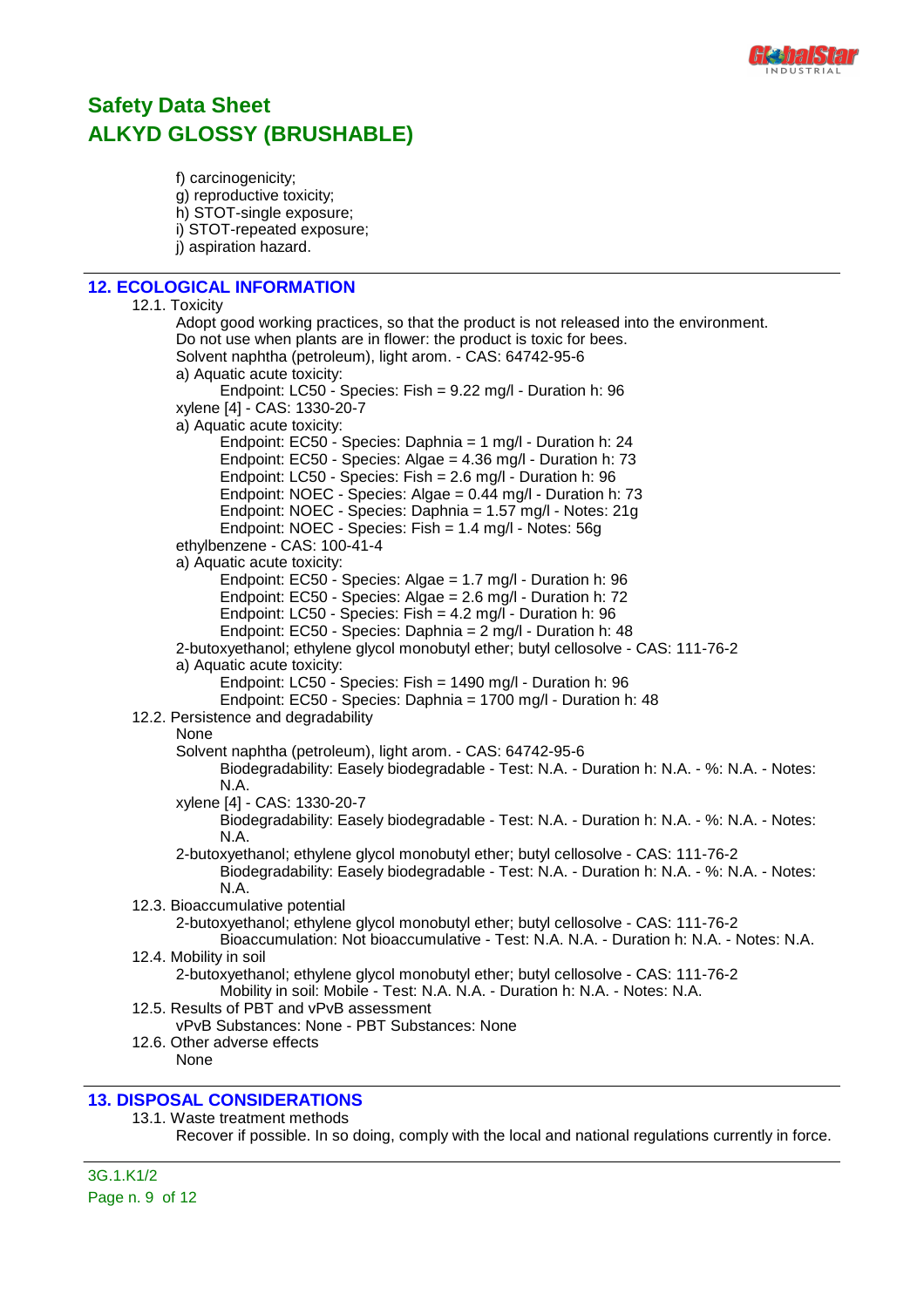f) carcinogenicity;
g) reproductive toxicity;
h) STOT-single exposure;
i) STOT-repeated exposure;
j) aspiration hazard.

## 12. ECOLOGICAL INFORMATION

12.1. Toxicity

Adopt good working practices, so that the product is not released into the environment.
Do not use when plants are in flower: the product is toxic for bees.
Solvent naphtha (petroleum), light arom. - CAS: 64742-95-6
a) Aquatic acute toxicity:
Endpoint: LC50 - Species: Fish = 9.22 mg/l - Duration h: 96
xylene [4] - CAS: 1330-20-7
a) Aquatic acute toxicity:
Endpoint: EC50 - Species: Daphnia = 1 mg/l - Duration h: 24
Endpoint: EC50 - Species: Algae = 4.36 mg/l - Duration h: 73
Endpoint: LC50 - Species: Fish = 2.6 mg/l - Duration h: 96
Endpoint: NOEC - Species: Algae = 0.44 mg/l - Duration h: 73
Endpoint: NOEC - Species: Daphnia = 1.57 mg/l - Notes: 21g
Endpoint: NOEC - Species: Fish = 1.4 mg/l - Notes: 56g
ethylbenzene - CAS: 100-41-4
a) Aquatic acute toxicity:
Endpoint: EC50 - Species: Algae = 1.7 mg/l - Duration h: 96
Endpoint: EC50 - Species: Algae = 2.6 mg/l - Duration h: 72
Endpoint: LC50 - Species: Fish = 4.2 mg/l - Duration h: 96
Endpoint: EC50 - Species: Daphnia = 2 mg/l - Duration h: 48
2-butoxyethanol; ethylene glycol monobutyl ether; butyl cellosolve - CAS: 111-76-2
a) Aquatic acute toxicity:
Endpoint: LC50 - Species: Fish = 1490 mg/l - Duration h: 96
Endpoint: EC50 - Species: Daphnia = 1700 mg/l - Duration h: 48

12.2. Persistence and degradability

None
Solvent naphtha (petroleum), light arom. - CAS: 64742-95-6
Biodegradability: Easely biodegradable - Test: N.A. - Duration h: N.A. - %: N.A. - Notes: N.A.
xylene [4] - CAS: 1330-20-7
Biodegradability: Easely biodegradable - Test: N.A. - Duration h: N.A. - %: N.A. - Notes: N.A.
2-butoxyethanol; ethylene glycol monobutyl ether; butyl cellosolve - CAS: 111-76-2
Biodegradability: Easely biodegradable - Test: N.A. - Duration h: N.A. - %: N.A. - Notes: N.A.

12.3. Bioaccumulative potential

2-butoxyethanol; ethylene glycol monobutyl ether; butyl cellosolve - CAS: 111-76-2
Bioaccumulation: Not bioaccumulative - Test: N.A. N.A. - Duration h: N.A. - Notes: N.A.

12.4. Mobility in soil

2-butoxyethanol; ethylene glycol monobutyl ether; butyl cellosolve - CAS: 111-76-2
Mobility in soil: Mobile - Test: N.A. N.A. - Duration h: N.A. - Notes: N.A.

12.5. Results of PBT and vPvB assessment

vPvB Substances: None - PBT Substances: None

12.6. Other adverse effects

None

## 13. DISPOSAL CONSIDERATIONS

13.1. Waste treatment methods

Recover if possible. In so doing, comply with the local and national regulations currently in force.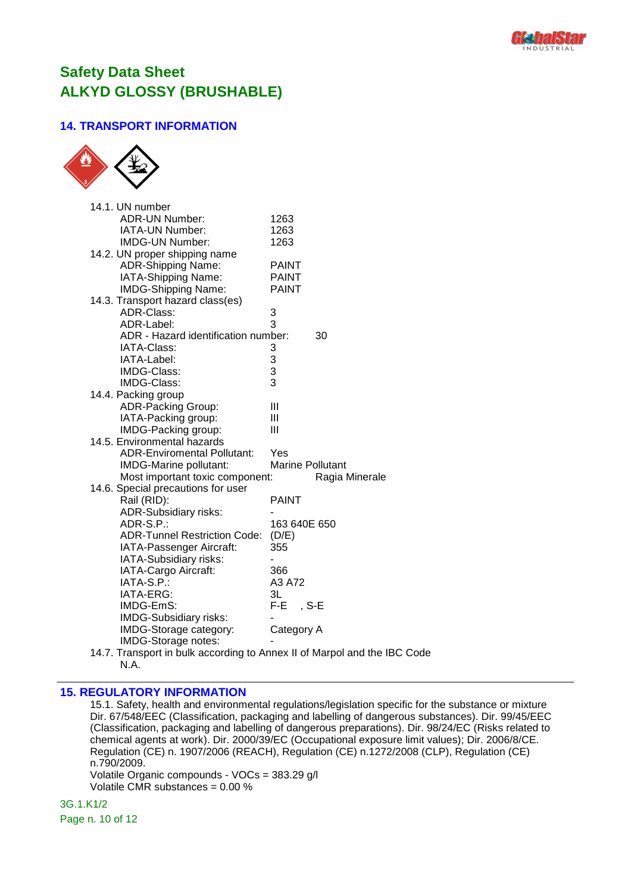# Safety Data Sheet
# ALKYD GLOSSY (BRUSHABLE)

## 14. TRANSPORT INFORMATION

14.1. UN number
- ADR-UN Number: 1263
- IATA-UN Number: 1263
- IMDG-UN Number: 1263

14.2. UN proper shipping name
- ADR-Shipping Name: PAINT
- IATA-Shipping Name: PAINT
- IMDG-Shipping Name: PAINT

14.3. Transport hazard class(es)
- ADR-Class: 3
- ADR-Label: 3
- ADR - Hazard identification number: 30
- IATA-Class: 3
- IATA-Label: 3
- IMDG-Class: 3
- IMDG-Class: 3

14.4. Packing group
- ADR-Packing Group: III
- IATA-Packing group: III
- IMDG-Packing group: III

14.5. Environmental hazards
- ADR-Enviromental Pollutant: Yes
- IMDG-Marine pollutant: Marine Pollutant
- Most important toxic component: Ragia Minerale

14.6. Special precautions for user
- Rail (RID): PAINT
- ADR-Subsidiary risks: -
- ADR-S.P.: 163 640E 650
- ADR-Tunnel Restriction Code: (D/E)
- IATA-Passenger Aircraft: 355
- IATA-Subsidiary risks: -
- IATA-Cargo Aircraft: 366
- IATA-S.P.: A3 A72
- IATA-ERG: 3L
- IMDG-EmS: F-E , S-E
- IMDG-Subsidiary risks: -
- IMDG-Storage category: Category A
- IMDG-Storage notes: -

14.7. Transport in bulk according to Annex II of Marpol and the IBC Code
N.A.

## 15. REGULATORY INFORMATION

15.1. Safety, health and environmental regulations/legislation specific for the substance or mixture
Dir. 67/548/EEC (Classification, packaging and labelling of dangerous substances). Dir. 99/45/EEC (Classification, packaging and labelling of dangerous preparations). Dir. 98/24/EC (Risks related to chemical agents at work). Dir. 2000/39/EC (Occupational exposure limit values); Dir. 2006/8/CE. Regulation (CE) n. 1907/2006 (REACH), Regulation (CE) n.1272/2008 (CLP), Regulation (CE) n.790/2009.
Volatile Organic compounds - VOCs = 383.29 g/l
Volatile CMR substances = 0.00 %

3G.1.K1/2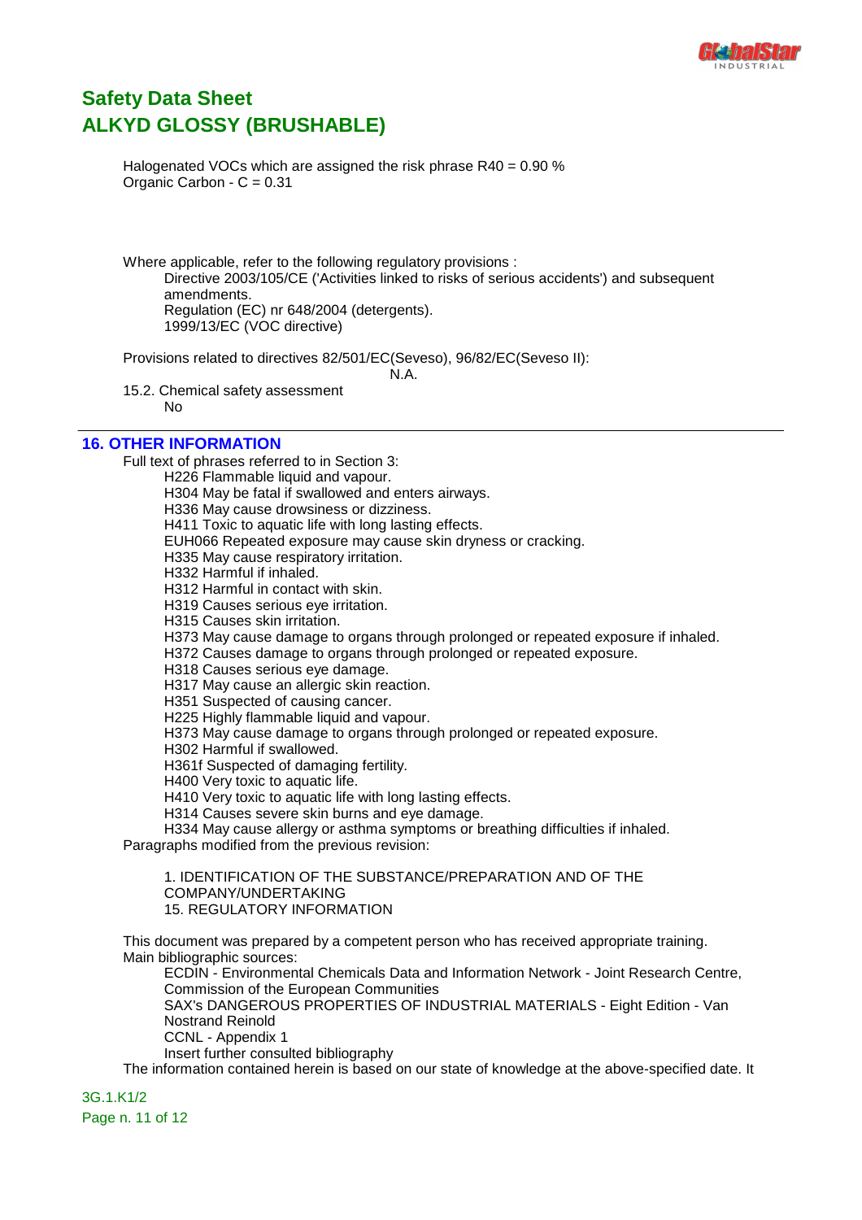Halogenated VOCs which are assigned the risk phrase R40 = 0.90 %
Organic Carbon - C = 0.31

Where applicable, refer to the following regulatory provisions :

Directive 2003/105/CE ('Activities linked to risks of serious accidents') and subsequent amendments.
Regulation (EC) nr 648/2004 (detergents).
1999/13/EC (VOC directive)

Provisions related to directives 82/501/EC(Seveso), 96/82/EC(Seveso II):
N.A.

15.2. Chemical safety assessment
No

## 16. OTHER INFORMATION

Full text of phrases referred to in Section 3:

H226 Flammable liquid and vapour.
H304 May be fatal if swallowed and enters airways.
H336 May cause drowsiness or dizziness.
H411 Toxic to aquatic life with long lasting effects.
EUH066 Repeated exposure may cause skin dryness or cracking.
H335 May cause respiratory irritation.
H332 Harmful if inhaled.
H312 Harmful in contact with skin.
H319 Causes serious eye irritation.
H315 Causes skin irritation.
H373 May cause damage to organs through prolonged or repeated exposure if inhaled.
H372 Causes damage to organs through prolonged or repeated exposure.
H318 Causes serious eye damage.
H317 May cause an allergic skin reaction.
H351 Suspected of causing cancer.
H225 Highly flammable liquid and vapour.
H373 May cause damage to organs through prolonged or repeated exposure.
H302 Harmful if swallowed.
H361f Suspected of damaging fertility.
H400 Very toxic to aquatic life.
H410 Very toxic to aquatic life with long lasting effects.
H314 Causes severe skin burns and eye damage.
H334 May cause allergy or asthma symptoms or breathing difficulties if inhaled.

Paragraphs modified from the previous revision:

1. IDENTIFICATION OF THE SUBSTANCE/PREPARATION AND OF THE COMPANY/UNDERTAKING
15. REGULATORY INFORMATION

This document was prepared by a competent person who has received appropriate training.
Main bibliographic sources:

ECDIN - Environmental Chemicals Data and Information Network - Joint Research Centre, Commission of the European Communities
SAX's DANGEROUS PROPERTIES OF INDUSTRIAL MATERIALS - Eight Edition - Van Nostrand Reinold
CCNL - Appendix 1
Insert further consulted bibliography

The information contained herein is based on our state of knowledge at the above-specified date. It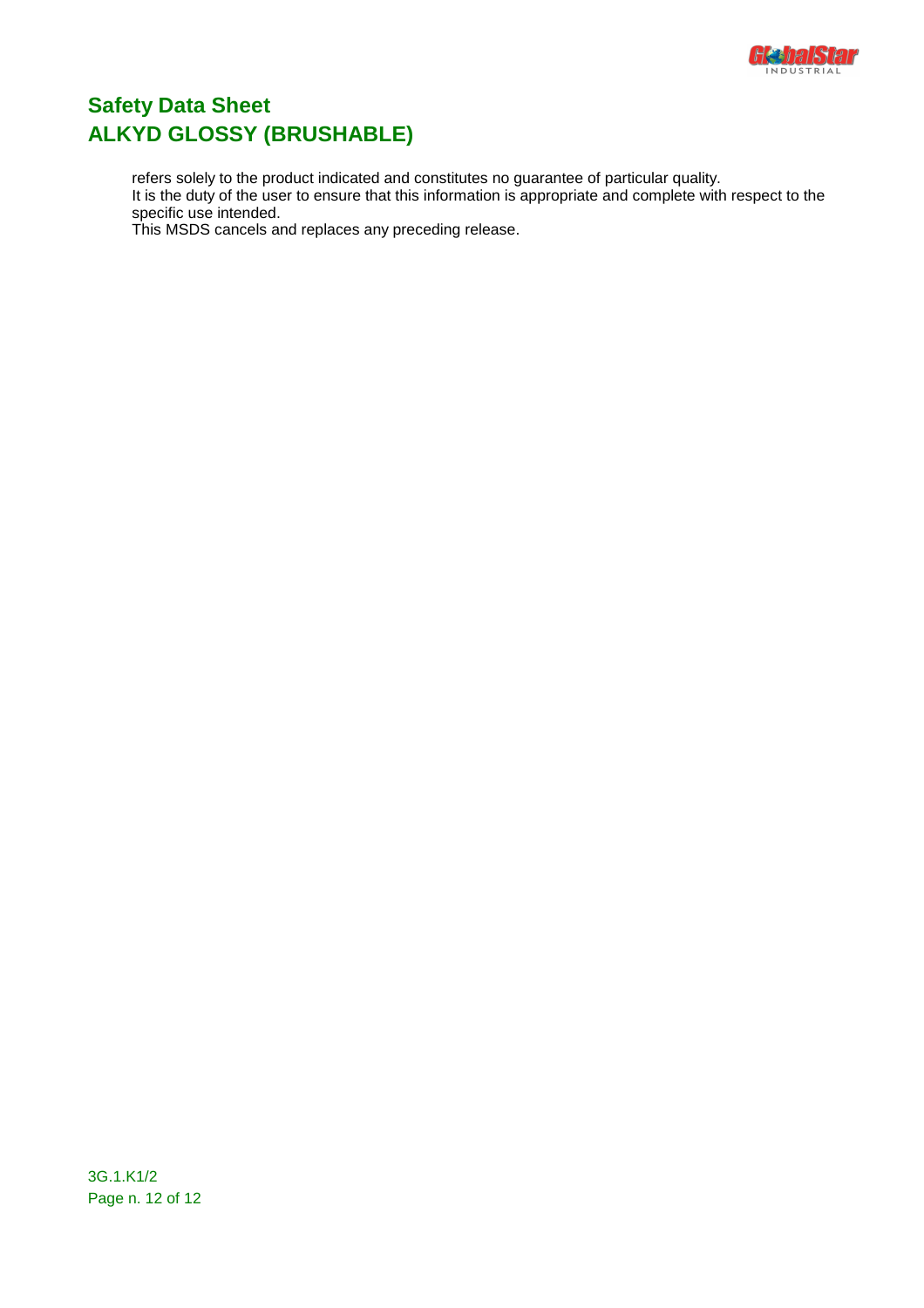refers solely to the product indicated and constitutes no guarantee of particular quality.
It is the duty of the user to ensure that this information is appropriate and complete with respect to the specific use intended.
This MSDS cancels and replaces any preceding release.